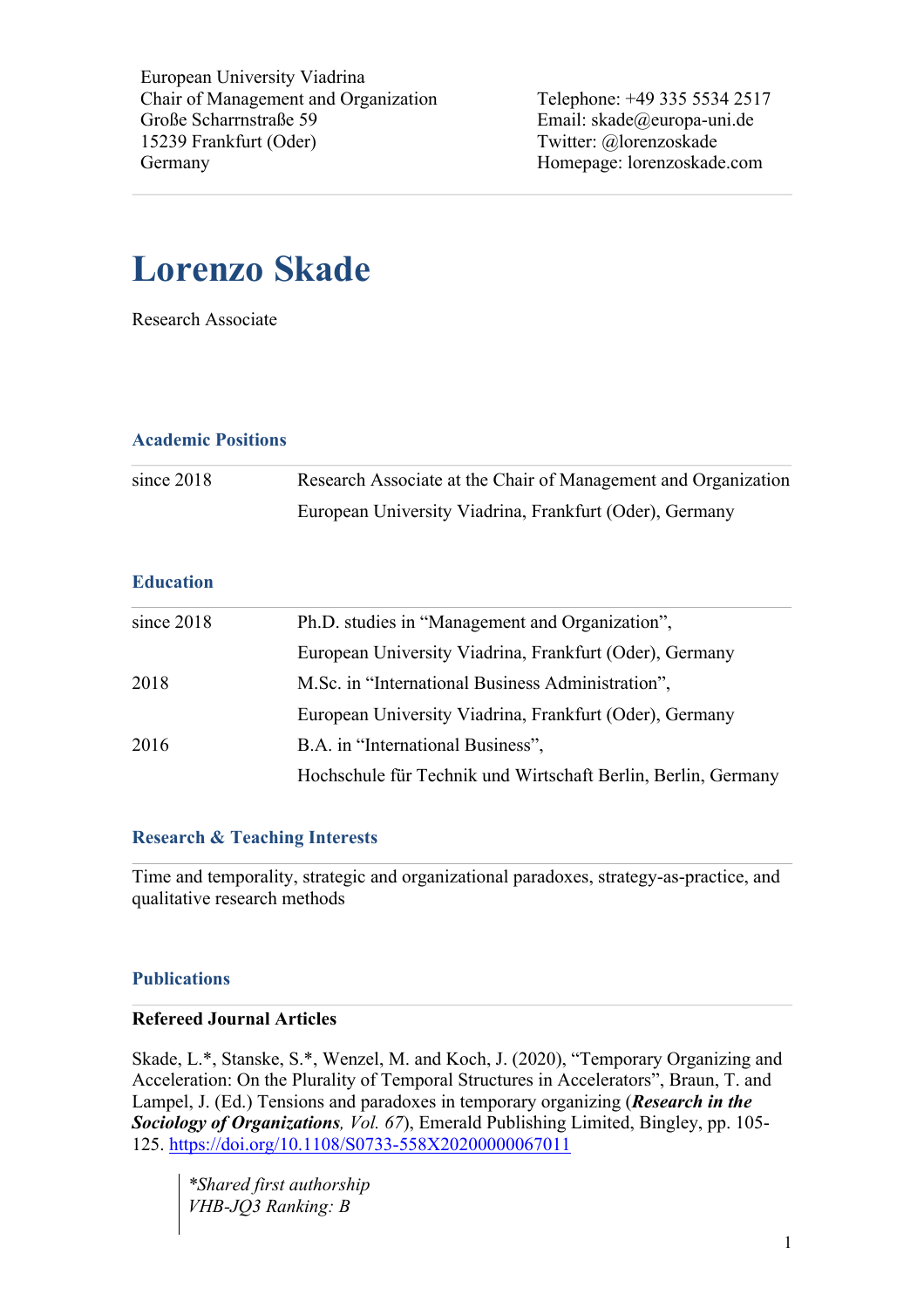European University Viadrina
Chair of Management and Organization
Große Scharrnstraße 59
15239 Frankfurt (Oder)
Germany

Telephone: +49 335 5534 2517
Email: skade@europa-uni.de
Twitter: @lorenzoskade
Homepage: lorenzoskade.com

# Lorenzo Skade

Research Associate

## Academic Positions

| | |
|---|---|
| since 2018 | Research Associate at the Chair of Management and Organization<br>European University Viadrina, Frankfurt (Oder), Germany |

## Education

| | |
|---|---|
| since 2018 | Ph.D. studies in "Management and Organization",<br>European University Viadrina, Frankfurt (Oder), Germany |
| 2018 | M.Sc. in "International Business Administration",<br>European University Viadrina, Frankfurt (Oder), Germany |
| 2016 | B.A. in "International Business",<br>Hochschule für Technik und Wirtschaft Berlin, Berlin, Germany |

## Research & Teaching Interests

Time and temporality, strategic and organizational paradoxes, strategy-as-practice, and qualitative research methods

## Publications

### Refereed Journal Articles

Skade, L.*, Stanske, S.*, Wenzel, M. and Koch, J. (2020), "Temporary Organizing and Acceleration: On the Plurality of Temporal Structures in Accelerators", Braun, T. and Lampel, J. (Ed.) Tensions and paradoxes in temporary organizing (***Research in the Sociology of Organizations**, Vol. 67*), Emerald Publishing Limited, Bingley, pp. 105-125. https://doi.org/10.1108/S0733-558X20200000067011

> *\*Shared first authorship*
> *VHB-JQ3 Ranking: B*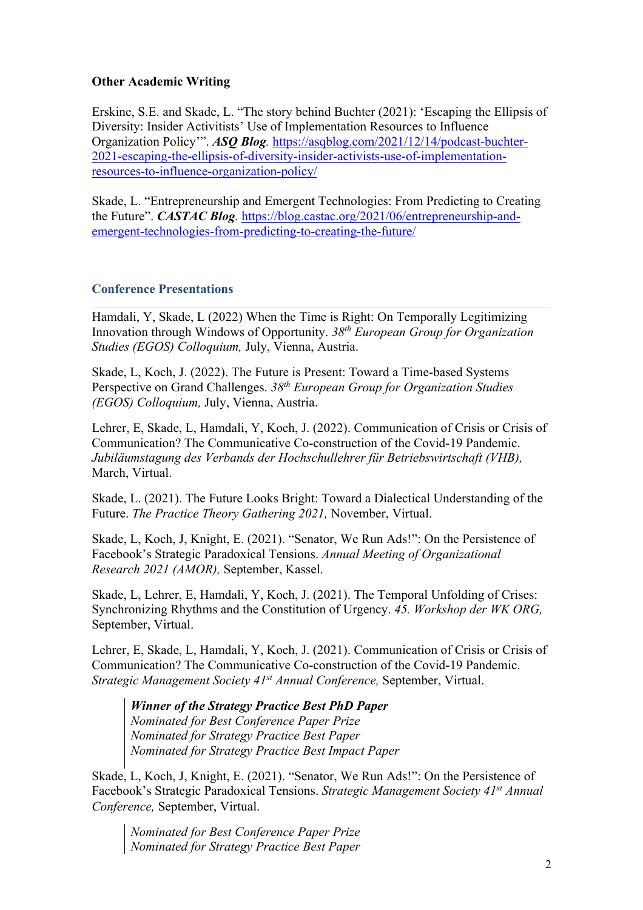### Other Academic Writing

Erskine, S.E. and Skade, L. "The story behind Buchter (2021): 'Escaping the Ellipsis of Diversity: Insider Activitists' Use of Implementation Resources to Influence Organization Policy'". ***ASQ Blog.*** https://asqblog.com/2021/12/14/podcast-buchter-2021-escaping-the-ellipsis-of-diversity-insider-activists-use-of-implementation-resources-to-influence-organization-policy/

Skade, L. "Entrepreneurship and Emergent Technologies: From Predicting to Creating the Future". ***CASTAC Blog.*** https://blog.castac.org/2021/06/entrepreneurship-and-emergent-technologies-from-predicting-to-creating-the-future/

### Conference Presentations

Hamdali, Y, Skade, L (2022) When the Time is Right: On Temporally Legitimizing Innovation through Windows of Opportunity. *38th European Group for Organization Studies (EGOS) Colloquium,* July, Vienna, Austria.

Skade, L, Koch, J. (2022). The Future is Present: Toward a Time-based Systems Perspective on Grand Challenges. *38th European Group for Organization Studies (EGOS) Colloquium,* July, Vienna, Austria.

Lehrer, E, Skade, L, Hamdali, Y, Koch, J. (2022). Communication of Crisis or Crisis of Communication? The Communicative Co-construction of the Covid-19 Pandemic. *Jubiläumstagung des Verbands der Hochschullehrer für Betriebswirtschaft (VHB),* March, Virtual.

Skade, L. (2021). The Future Looks Bright: Toward a Dialectical Understanding of the Future. *The Practice Theory Gathering 2021,* November, Virtual.

Skade, L, Koch, J, Knight, E. (2021). "Senator, We Run Ads!": On the Persistence of Facebook's Strategic Paradoxical Tensions. *Annual Meeting of Organizational Research 2021 (AMOR),* September, Kassel.

Skade, L, Lehrer, E, Hamdali, Y, Koch, J. (2021). The Temporal Unfolding of Crises: Synchronizing Rhythms and the Constitution of Urgency. *45. Workshop der WK ORG,* September, Virtual.

Lehrer, E, Skade, L, Hamdali, Y, Koch, J. (2021). Communication of Crisis or Crisis of Communication? The Communicative Co-construction of the Covid-19 Pandemic. *Strategic Management Society 41st Annual Conference,* September, Virtual.

> ***Winner of the Strategy Practice Best PhD Paper***
> *Nominated for Best Conference Paper Prize*
> *Nominated for Strategy Practice Best Paper*
> *Nominated for Strategy Practice Best Impact Paper*

Skade, L, Koch, J, Knight, E. (2021). "Senator, We Run Ads!": On the Persistence of Facebook's Strategic Paradoxical Tensions. *Strategic Management Society 41st Annual Conference,* September, Virtual.

> *Nominated for Best Conference Paper Prize*
> *Nominated for Strategy Practice Best Paper*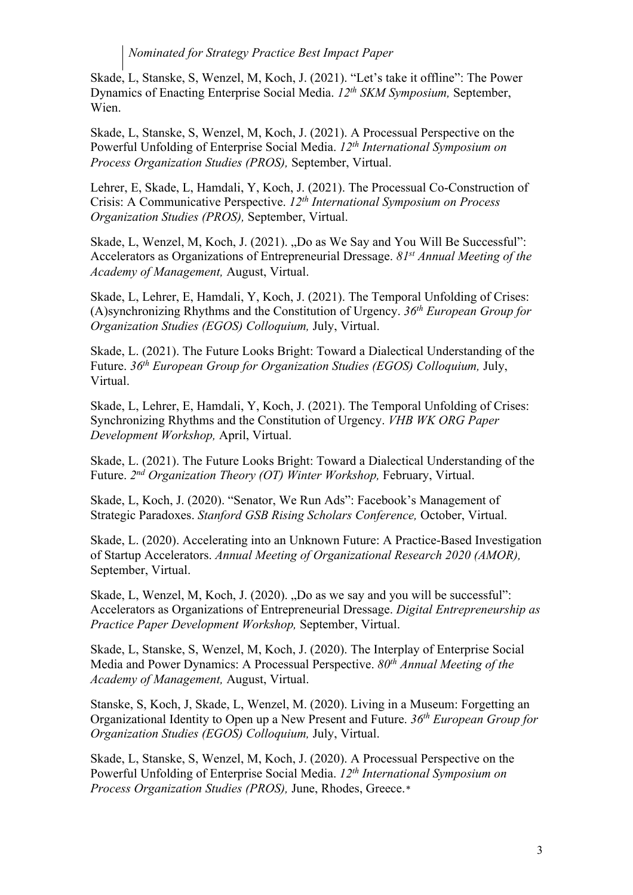*Nominated for Strategy Practice Best Impact Paper*

Skade, L, Stanske, S, Wenzel, M, Koch, J. (2021). "Let's take it offline": The Power Dynamics of Enacting Enterprise Social Media. *12th SKM Symposium,* September, Wien.

Skade, L, Stanske, S, Wenzel, M, Koch, J. (2021). A Processual Perspective on the Powerful Unfolding of Enterprise Social Media. *12th International Symposium on Process Organization Studies (PROS),* September, Virtual.

Lehrer, E, Skade, L, Hamdali, Y, Koch, J. (2021). The Processual Co-Construction of Crisis: A Communicative Perspective. *12th International Symposium on Process Organization Studies (PROS),* September, Virtual.

Skade, L, Wenzel, M, Koch, J. (2021). „Do as We Say and You Will Be Successful": Accelerators as Organizations of Entrepreneurial Dressage. *81st Annual Meeting of the Academy of Management,* August, Virtual.

Skade, L, Lehrer, E, Hamdali, Y, Koch, J. (2021). The Temporal Unfolding of Crises: (A)synchronizing Rhythms and the Constitution of Urgency. *36th European Group for Organization Studies (EGOS) Colloquium,* July, Virtual.

Skade, L. (2021). The Future Looks Bright: Toward a Dialectical Understanding of the Future. *36th European Group for Organization Studies (EGOS) Colloquium,* July, Virtual.

Skade, L, Lehrer, E, Hamdali, Y, Koch, J. (2021). The Temporal Unfolding of Crises: Synchronizing Rhythms and the Constitution of Urgency. *VHB WK ORG Paper Development Workshop,* April, Virtual.

Skade, L. (2021). The Future Looks Bright: Toward a Dialectical Understanding of the Future. *2nd Organization Theory (OT) Winter Workshop,* February, Virtual.

Skade, L, Koch, J. (2020). "Senator, We Run Ads": Facebook's Management of Strategic Paradoxes. *Stanford GSB Rising Scholars Conference,* October, Virtual.

Skade, L. (2020). Accelerating into an Unknown Future: A Practice-Based Investigation of Startup Accelerators. *Annual Meeting of Organizational Research 2020 (AMOR),* September, Virtual.

Skade, L, Wenzel, M, Koch, J. (2020). „Do as we say and you will be successful": Accelerators as Organizations of Entrepreneurial Dressage. *Digital Entrepreneurship as Practice Paper Development Workshop,* September, Virtual.

Skade, L, Stanske, S, Wenzel, M, Koch, J. (2020). The Interplay of Enterprise Social Media and Power Dynamics: A Processual Perspective. *80th Annual Meeting of the Academy of Management,* August, Virtual.

Stanske, S, Koch, J, Skade, L, Wenzel, M. (2020). Living in a Museum: Forgetting an Organizational Identity to Open up a New Present and Future. *36th European Group for Organization Studies (EGOS) Colloquium,* July, Virtual.

Skade, L, Stanske, S, Wenzel, M, Koch, J. (2020). A Processual Perspective on the Powerful Unfolding of Enterprise Social Media. *12th International Symposium on Process Organization Studies (PROS),* June, Rhodes, Greece.*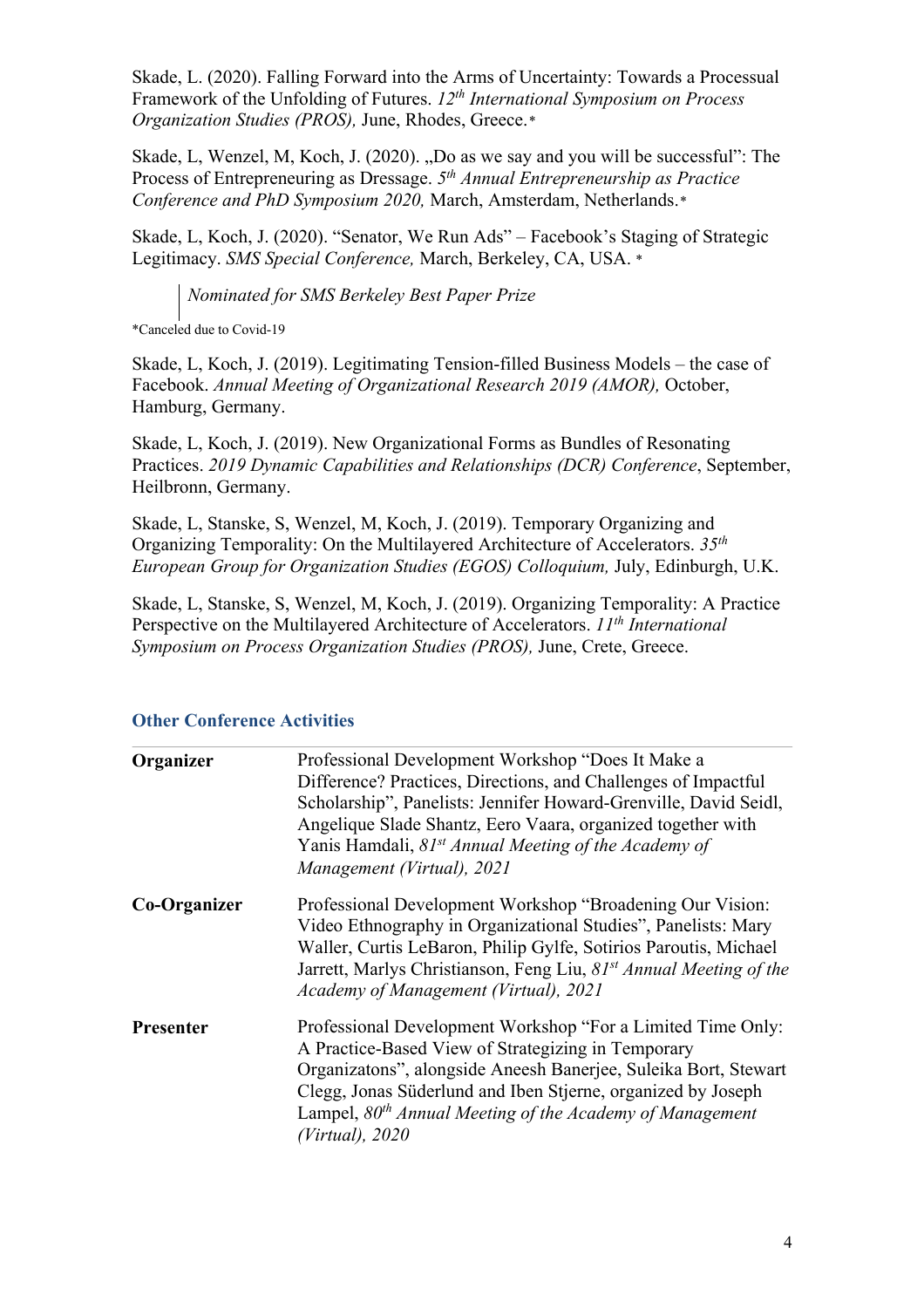Skade, L. (2020). Falling Forward into the Arms of Uncertainty: Towards a Processual Framework of the Unfolding of Futures. *12th International Symposium on Process Organization Studies (PROS),* June, Rhodes, Greece.*

Skade, L, Wenzel, M, Koch, J. (2020). „Do as we say and you will be successful": The Process of Entrepreneuring as Dressage. *5th Annual Entrepreneurship as Practice Conference and PhD Symposium 2020,* March, Amsterdam, Netherlands.*

Skade, L, Koch, J. (2020). "Senator, We Run Ads" – Facebook's Staging of Strategic Legitimacy. *SMS Special Conference,* March, Berkeley, CA, USA. *

> *Nominated for SMS Berkeley Best Paper Prize*

*Canceled due to Covid-19

Skade, L, Koch, J. (2019). Legitimating Tension-filled Business Models – the case of Facebook. *Annual Meeting of Organizational Research 2019 (AMOR),* October, Hamburg, Germany.

Skade, L, Koch, J. (2019). New Organizational Forms as Bundles of Resonating Practices. *2019 Dynamic Capabilities and Relationships (DCR) Conference*, September, Heilbronn, Germany.

Skade, L, Stanske, S, Wenzel, M, Koch, J. (2019). Temporary Organizing and Organizing Temporality: On the Multilayered Architecture of Accelerators. *35th European Group for Organization Studies (EGOS) Colloquium,* July, Edinburgh, U.K.

Skade, L, Stanske, S, Wenzel, M, Koch, J. (2019). Organizing Temporality: A Practice Perspective on the Multilayered Architecture of Accelerators. *11th International Symposium on Process Organization Studies (PROS),* June, Crete, Greece.

## Other Conference Activities

| | |
|---|---|
| **Organizer** | Professional Development Workshop "Does It Make a Difference? Practices, Directions, and Challenges of Impactful Scholarship", Panelists: Jennifer Howard-Grenville, David Seidl, Angelique Slade Shantz, Eero Vaara, organized together with Yanis Hamdali, *81st Annual Meeting of the Academy of Management (Virtual), 2021* |
| **Co-Organizer** | Professional Development Workshop "Broadening Our Vision: Video Ethnography in Organizational Studies", Panelists: Mary Waller, Curtis LeBaron, Philip Gylfe, Sotirios Paroutis, Michael Jarrett, Marlys Christianson, Feng Liu, *81st Annual Meeting of the Academy of Management (Virtual), 2021* |
| **Presenter** | Professional Development Workshop "For a Limited Time Only: A Practice-Based View of Strategizing in Temporary Organizatons", alongside Aneesh Banerjee, Suleika Bort, Stewart Clegg, Jonas Süderlund and Iben Stjerne, organized by Joseph Lampel, *80th Annual Meeting of the Academy of Management (Virtual), 2020* |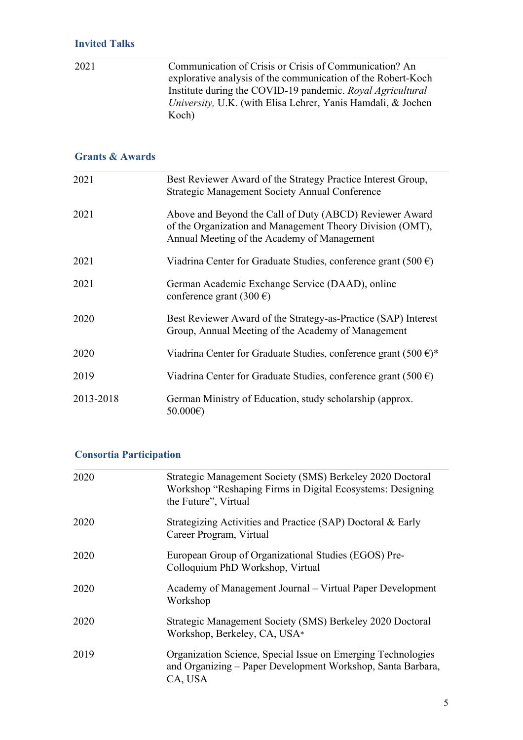## Invited Talks

| | |
|---|---|
| 2021 | Communication of Crisis or Crisis of Communication? An explorative analysis of the communication of the Robert-Koch Institute during the COVID-19 pandemic. *Royal Agricultural University,* U.K. (with Elisa Lehrer, Yanis Hamdali, & Jochen Koch) |

## Grants & Awards

| | |
|---|---|
| 2021 | Best Reviewer Award of the Strategy Practice Interest Group, Strategic Management Society Annual Conference |
| 2021 | Above and Beyond the Call of Duty (ABCD) Reviewer Award of the Organization and Management Theory Division (OMT), Annual Meeting of the Academy of Management |
| 2021 | Viadrina Center for Graduate Studies, conference grant (500 €) |
| 2021 | German Academic Exchange Service (DAAD), online conference grant (300 €) |
| 2020 | Best Reviewer Award of the Strategy-as-Practice (SAP) Interest Group, Annual Meeting of the Academy of Management |
| 2020 | Viadrina Center for Graduate Studies, conference grant (500 €)* |
| 2019 | Viadrina Center for Graduate Studies, conference grant (500 €) |
| 2013-2018 | German Ministry of Education, study scholarship (approx. 50.000€) |

## Consortia Participation

| | |
|---|---|
| 2020 | Strategic Management Society (SMS) Berkeley 2020 Doctoral Workshop "Reshaping Firms in Digital Ecosystems: Designing the Future", Virtual |
| 2020 | Strategizing Activities and Practice (SAP) Doctoral & Early Career Program, Virtual |
| 2020 | European Group of Organizational Studies (EGOS) Pre-Colloquium PhD Workshop, Virtual |
| 2020 | Academy of Management Journal – Virtual Paper Development Workshop |
| 2020 | Strategic Management Society (SMS) Berkeley 2020 Doctoral Workshop, Berkeley, CA, USA* |
| 2019 | Organization Science, Special Issue on Emerging Technologies and Organizing – Paper Development Workshop, Santa Barbara, CA, USA |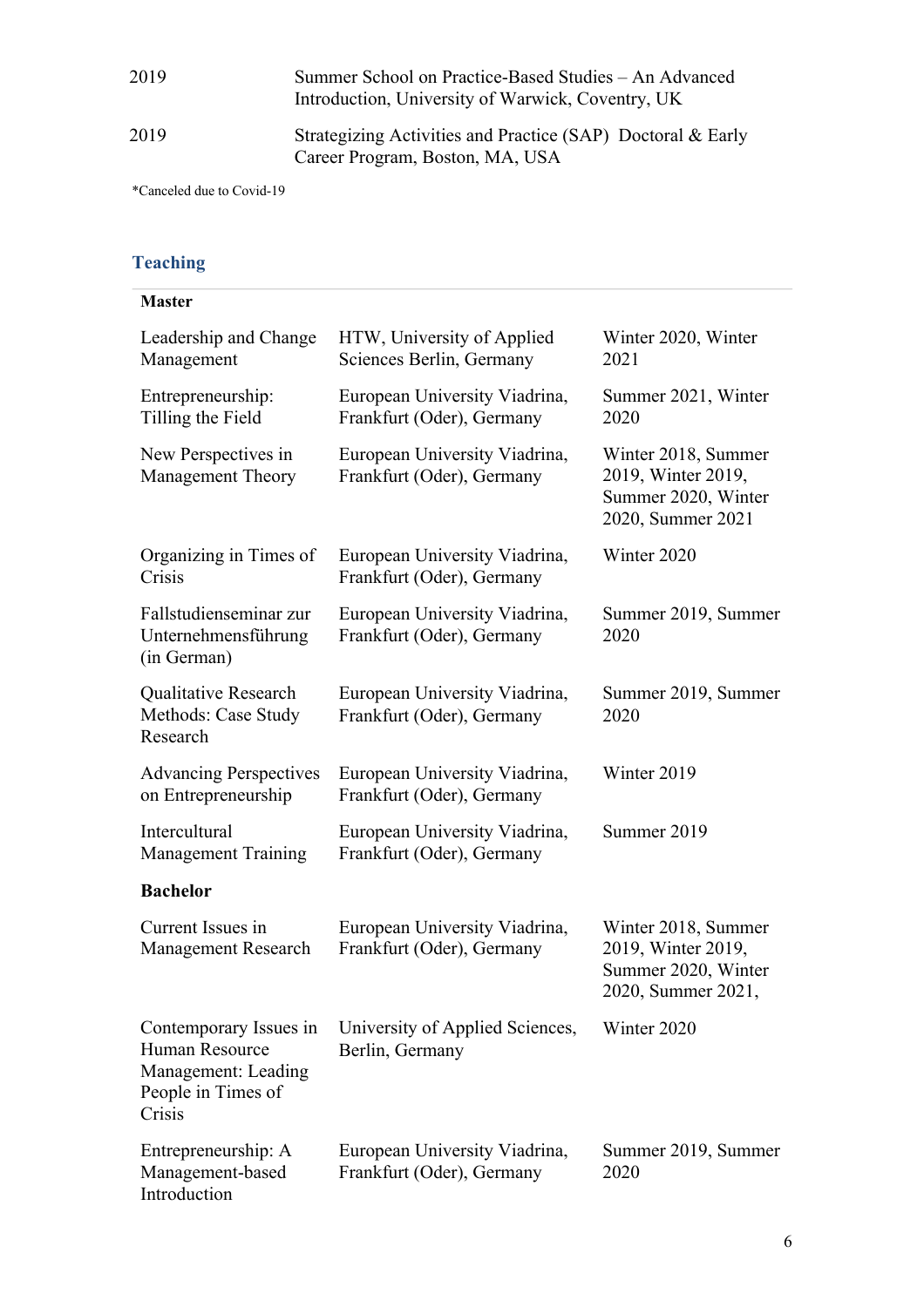| | |
|---|---|
| 2019 | Summer School on Practice-Based Studies – An Advanced Introduction, University of Warwick, Coventry, UK |
| 2019 | Strategizing Activities and Practice (SAP) Doctoral & Early Career Program, Boston, MA, USA |

*Canceled due to Covid-19

## Teaching

**Master**

| | | |
|---|---|---|
| Leadership and Change Management | HTW, University of Applied Sciences Berlin, Germany | Winter 2020, Winter 2021 |
| Entrepreneurship: Tilling the Field | European University Viadrina, Frankfurt (Oder), Germany | Summer 2021, Winter 2020 |
| New Perspectives in Management Theory | European University Viadrina, Frankfurt (Oder), Germany | Winter 2018, Summer 2019, Winter 2019, Summer 2020, Winter 2020, Summer 2021 |
| Organizing in Times of Crisis | European University Viadrina, Frankfurt (Oder), Germany | Winter 2020 |
| Fallstudienseminar zur Unternehmensführung (in German) | European University Viadrina, Frankfurt (Oder), Germany | Summer 2019, Summer 2020 |
| Qualitative Research Methods: Case Study Research | European University Viadrina, Frankfurt (Oder), Germany | Summer 2019, Summer 2020 |
| Advancing Perspectives on Entrepreneurship | European University Viadrina, Frankfurt (Oder), Germany | Winter 2019 |
| Intercultural Management Training | European University Viadrina, Frankfurt (Oder), Germany | Summer 2019 |

**Bachelor**

| | | |
|---|---|---|
| Current Issues in Management Research | European University Viadrina, Frankfurt (Oder), Germany | Winter 2018, Summer 2019, Winter 2019, Summer 2020, Winter 2020, Summer 2021, |
| Contemporary Issues in Human Resource Management: Leading People in Times of Crisis | University of Applied Sciences, Berlin, Germany | Winter 2020 |
| Entrepreneurship: A Management-based Introduction | European University Viadrina, Frankfurt (Oder), Germany | Summer 2019, Summer 2020 |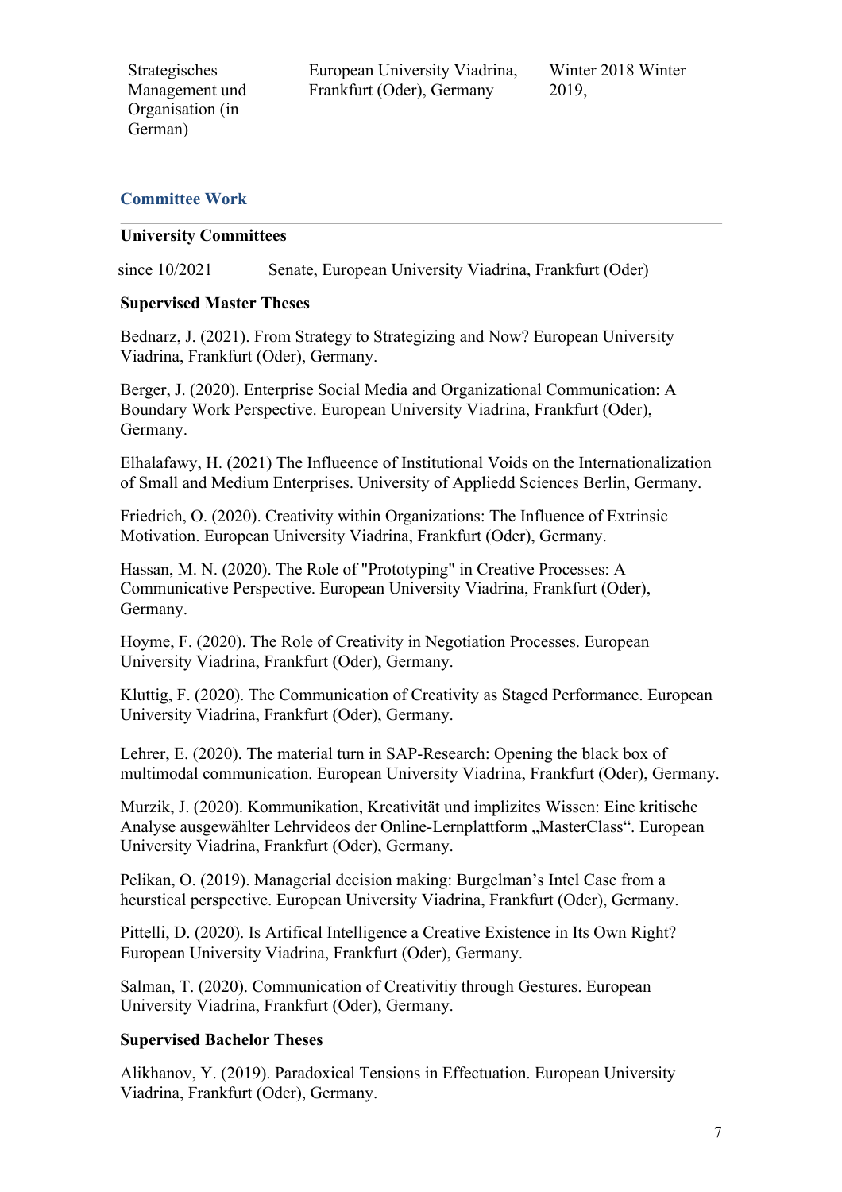| Strategisches Management und Organisation (in German) | European University Viadrina, Frankfurt (Oder), Germany | Winter 2018 Winter 2019, |
| --- | --- | --- |

## Committee Work

### University Committees

since 10/2021 Senate, European University Viadrina, Frankfurt (Oder)

### Supervised Master Theses

Bednarz, J. (2021). From Strategy to Strategizing and Now? European University Viadrina, Frankfurt (Oder), Germany.

Berger, J. (2020). Enterprise Social Media and Organizational Communication: A Boundary Work Perspective. European University Viadrina, Frankfurt (Oder), Germany.

Elhalafawy, H. (2021) The Influeence of Institutional Voids on the Internationalization of Small and Medium Enterprises. University of Appliedd Sciences Berlin, Germany.

Friedrich, O. (2020). Creativity within Organizations: The Influence of Extrinsic Motivation. European University Viadrina, Frankfurt (Oder), Germany.

Hassan, M. N. (2020). The Role of "Prototyping" in Creative Processes: A Communicative Perspective. European University Viadrina, Frankfurt (Oder), Germany.

Hoyme, F. (2020). The Role of Creativity in Negotiation Processes. European University Viadrina, Frankfurt (Oder), Germany.

Kluttig, F. (2020). The Communication of Creativity as Staged Performance. European University Viadrina, Frankfurt (Oder), Germany.

Lehrer, E. (2020). The material turn in SAP-Research: Opening the black box of multimodal communication. European University Viadrina, Frankfurt (Oder), Germany.

Murzik, J. (2020). Kommunikation, Kreativität und implizites Wissen: Eine kritische Analyse ausgewählter Lehrvideos der Online-Lernplattform „MasterClass". European University Viadrina, Frankfurt (Oder), Germany.

Pelikan, O. (2019). Managerial decision making: Burgelman's Intel Case from a heurstical perspective. European University Viadrina, Frankfurt (Oder), Germany.

Pittelli, D. (2020). Is Artifical Intelligence a Creative Existence in Its Own Right? European University Viadrina, Frankfurt (Oder), Germany.

Salman, T. (2020). Communication of Creativitiy through Gestures. European University Viadrina, Frankfurt (Oder), Germany.

### Supervised Bachelor Theses

Alikhanov, Y. (2019). Paradoxical Tensions in Effectuation. European University Viadrina, Frankfurt (Oder), Germany.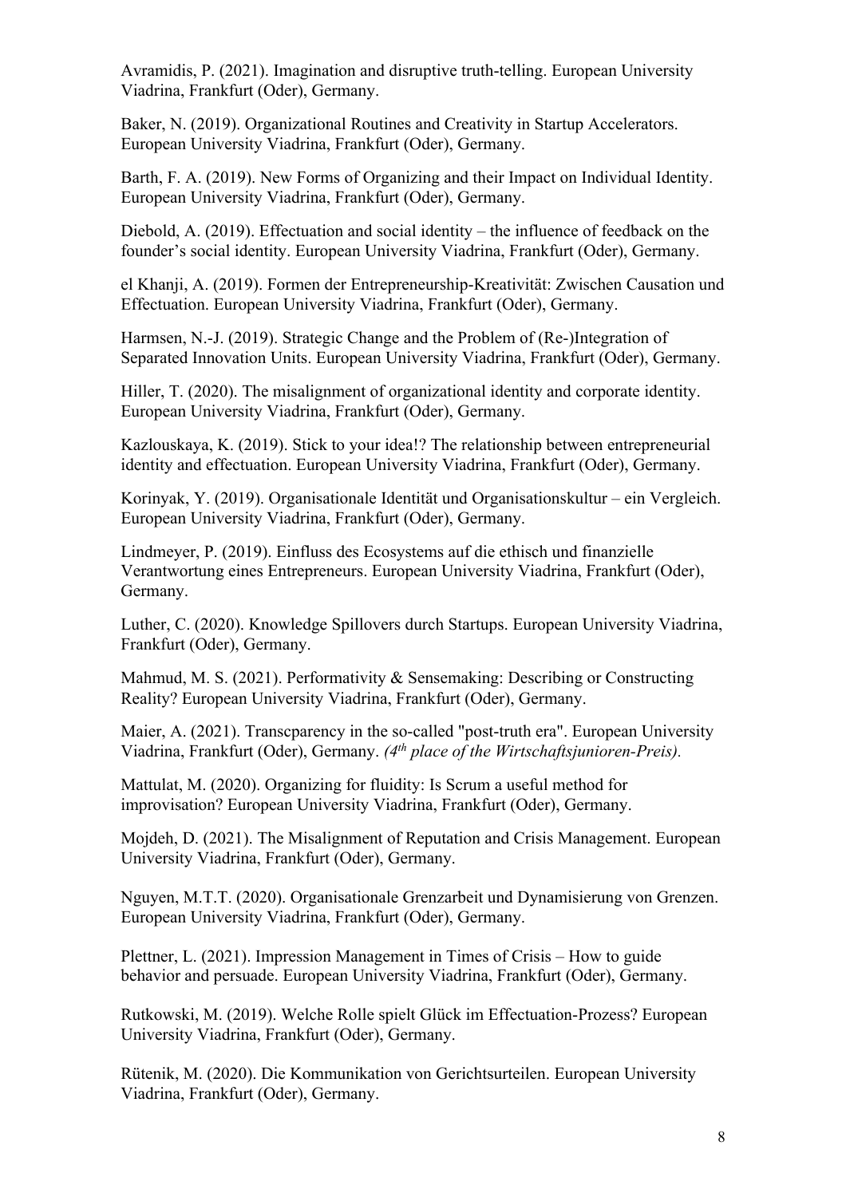Avramidis, P. (2021). Imagination and disruptive truth-telling. European University Viadrina, Frankfurt (Oder), Germany.

Baker, N. (2019). Organizational Routines and Creativity in Startup Accelerators. European University Viadrina, Frankfurt (Oder), Germany.

Barth, F. A. (2019). New Forms of Organizing and their Impact on Individual Identity. European University Viadrina, Frankfurt (Oder), Germany.

Diebold, A. (2019). Effectuation and social identity – the influence of feedback on the founder's social identity. European University Viadrina, Frankfurt (Oder), Germany.

el Khanji, A. (2019). Formen der Entrepreneurship-Kreativität: Zwischen Causation und Effectuation. European University Viadrina, Frankfurt (Oder), Germany.

Harmsen, N.-J. (2019). Strategic Change and the Problem of (Re-)Integration of Separated Innovation Units. European University Viadrina, Frankfurt (Oder), Germany.

Hiller, T. (2020). The misalignment of organizational identity and corporate identity. European University Viadrina, Frankfurt (Oder), Germany.

Kazlouskaya, K. (2019). Stick to your idea!? The relationship between entrepreneurial identity and effectuation. European University Viadrina, Frankfurt (Oder), Germany.

Korinyak, Y. (2019). Organisationale Identität und Organisationskultur – ein Vergleich. European University Viadrina, Frankfurt (Oder), Germany.

Lindmeyer, P. (2019). Einfluss des Ecosystems auf die ethisch und finanzielle Verantwortung eines Entrepreneurs. European University Viadrina, Frankfurt (Oder), Germany.

Luther, C. (2020). Knowledge Spillovers durch Startups. European University Viadrina, Frankfurt (Oder), Germany.

Mahmud, M. S. (2021). Performativity & Sensemaking: Describing or Constructing Reality? European University Viadrina, Frankfurt (Oder), Germany.

Maier, A. (2021). Transcparency in the so-called "post-truth era". European University Viadrina, Frankfurt (Oder), Germany. *(4th place of the Wirtschaftsjunioren-Preis).*

Mattulat, M. (2020). Organizing for fluidity: Is Scrum a useful method for improvisation? European University Viadrina, Frankfurt (Oder), Germany.

Mojdeh, D. (2021). The Misalignment of Reputation and Crisis Management. European University Viadrina, Frankfurt (Oder), Germany.

Nguyen, M.T.T. (2020). Organisationale Grenzarbeit und Dynamisierung von Grenzen. European University Viadrina, Frankfurt (Oder), Germany.

Plettner, L. (2021). Impression Management in Times of Crisis – How to guide behavior and persuade. European University Viadrina, Frankfurt (Oder), Germany.

Rutkowski, M. (2019). Welche Rolle spielt Glück im Effectuation-Prozess? European University Viadrina, Frankfurt (Oder), Germany.

Rütenik, M. (2020). Die Kommunikation von Gerichtsurteilen. European University Viadrina, Frankfurt (Oder), Germany.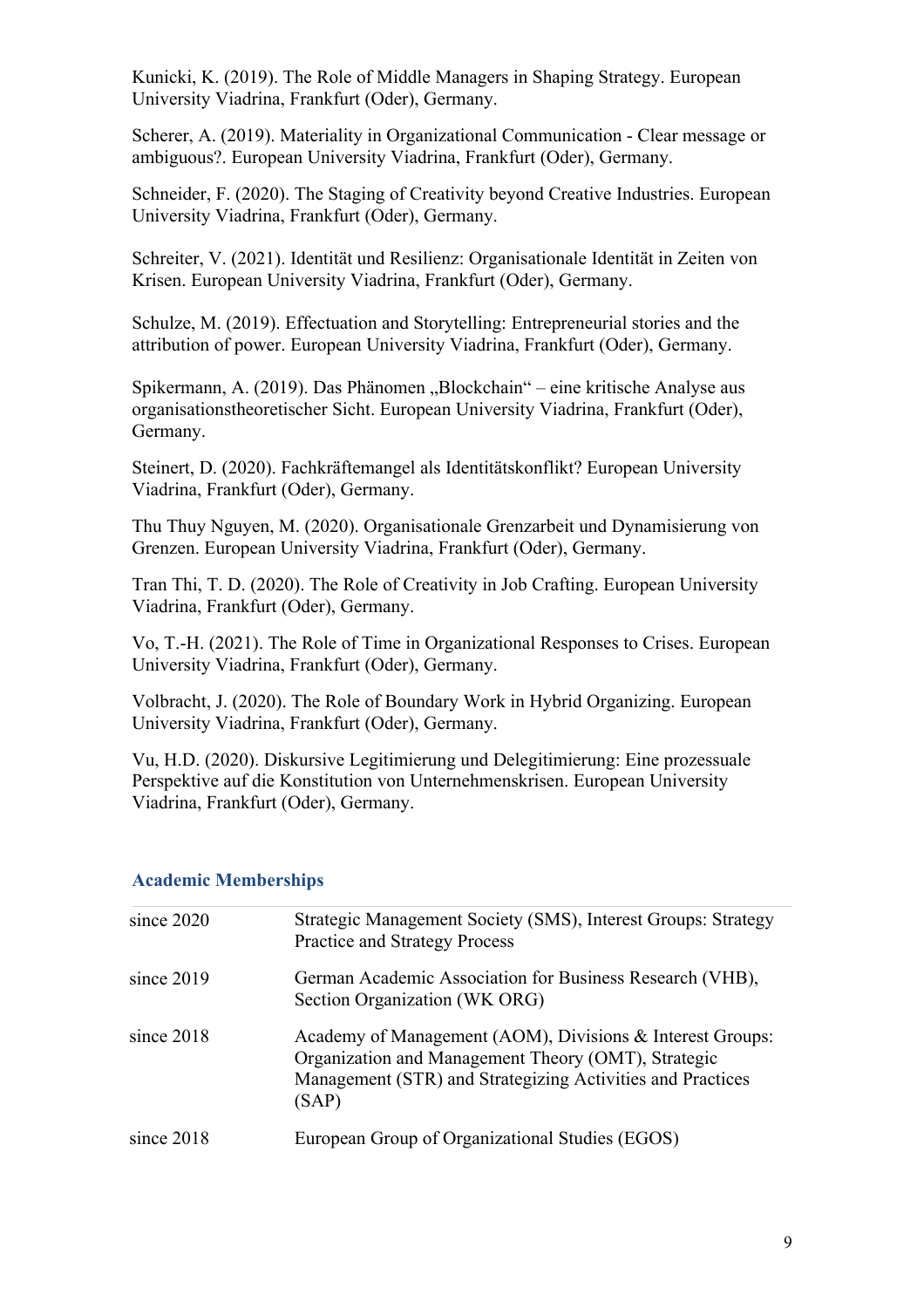Kunicki, K. (2019). The Role of Middle Managers in Shaping Strategy. European University Viadrina, Frankfurt (Oder), Germany.

Scherer, A. (2019). Materiality in Organizational Communication - Clear message or ambiguous?. European University Viadrina, Frankfurt (Oder), Germany.

Schneider, F. (2020). The Staging of Creativity beyond Creative Industries. European University Viadrina, Frankfurt (Oder), Germany.

Schreiter, V. (2021). Identität und Resilienz: Organisationale Identität in Zeiten von Krisen. European University Viadrina, Frankfurt (Oder), Germany.

Schulze, M. (2019). Effectuation and Storytelling: Entrepreneurial stories and the attribution of power. European University Viadrina, Frankfurt (Oder), Germany.

Spikermann, A. (2019). Das Phänomen „Blockchain" – eine kritische Analyse aus organisationstheoretischer Sicht. European University Viadrina, Frankfurt (Oder), Germany.

Steinert, D. (2020). Fachkräftemangel als Identitätskonflikt? European University Viadrina, Frankfurt (Oder), Germany.

Thu Thuy Nguyen, M. (2020). Organisationale Grenzarbeit und Dynamisierung von Grenzen. European University Viadrina, Frankfurt (Oder), Germany.

Tran Thi, T. D. (2020). The Role of Creativity in Job Crafting. European University Viadrina, Frankfurt (Oder), Germany.

Vo, T.-H. (2021). The Role of Time in Organizational Responses to Crises. European University Viadrina, Frankfurt (Oder), Germany.

Volbracht, J. (2020). The Role of Boundary Work in Hybrid Organizing. European University Viadrina, Frankfurt (Oder), Germany.

Vu, H.D. (2020). Diskursive Legitimierung und Delegitimierung: Eine prozessuale Perspektive auf die Konstitution von Unternehmenskrisen. European University Viadrina, Frankfurt (Oder), Germany.

## Academic Memberships

| | |
|---|---|
| since 2020 | Strategic Management Society (SMS), Interest Groups: Strategy Practice and Strategy Process |
| since 2019 | German Academic Association for Business Research (VHB), Section Organization (WK ORG) |
| since 2018 | Academy of Management (AOM), Divisions & Interest Groups: Organization and Management Theory (OMT), Strategic Management (STR) and Strategizing Activities and Practices (SAP) |
| since 2018 | European Group of Organizational Studies (EGOS) |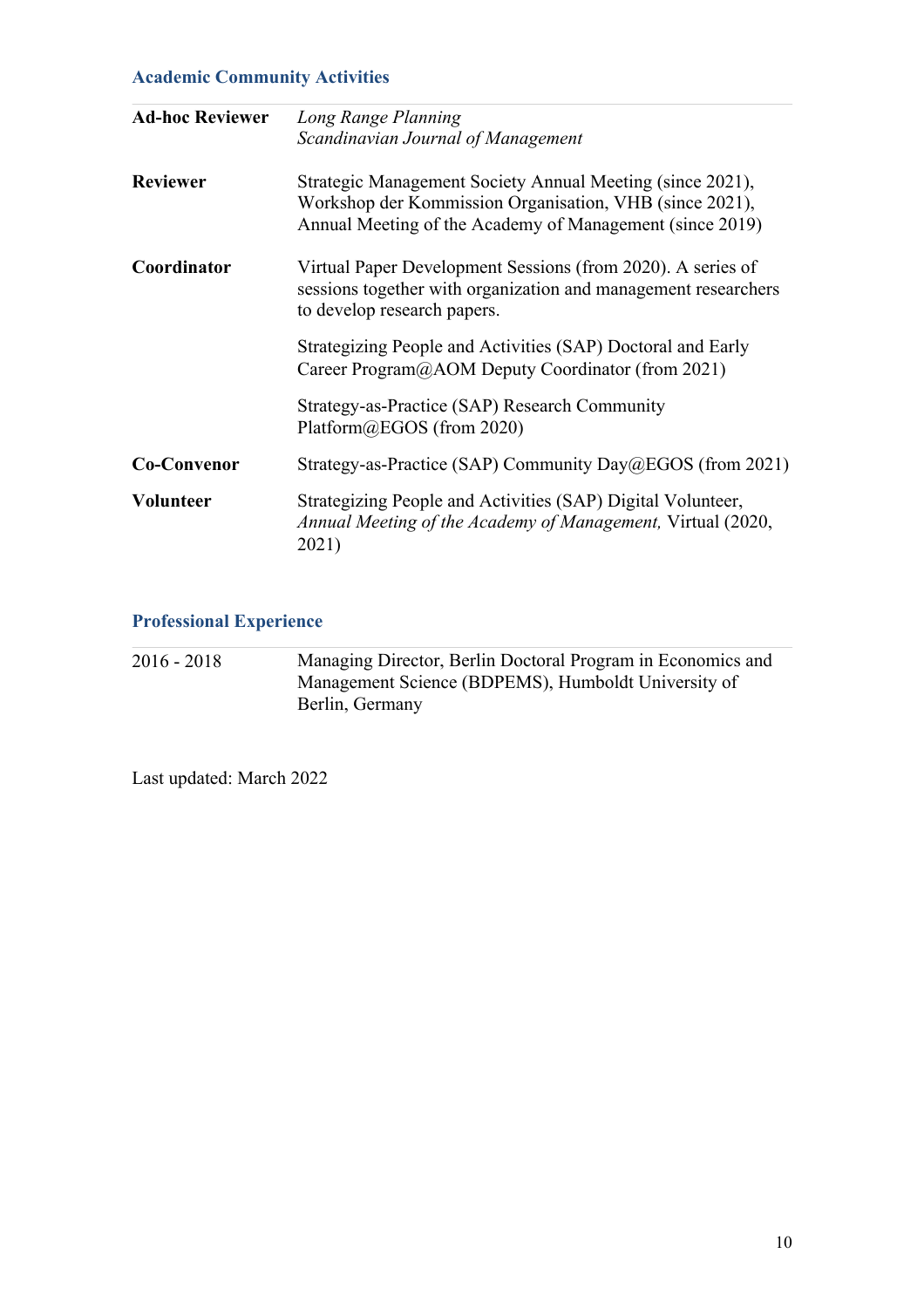## Academic Community Activities

| | |
|---|---|
| **Ad-hoc Reviewer** | *Long Range Planning*<br>*Scandinavian Journal of Management* |
| **Reviewer** | Strategic Management Society Annual Meeting (since 2021),<br>Workshop der Kommission Organisation, VHB (since 2021),<br>Annual Meeting of the Academy of Management (since 2019) |
| **Coordinator** | Virtual Paper Development Sessions (from 2020). A series of sessions together with organization and management researchers to develop research papers. |
| | Strategizing People and Activities (SAP) Doctoral and Early Career Program@AOM Deputy Coordinator (from 2021) |
| | Strategy-as-Practice (SAP) Research Community Platform@EGOS (from 2020) |
| **Co-Convenor** | Strategy-as-Practice (SAP) Community Day@EGOS (from 2021) |
| **Volunteer** | Strategizing People and Activities (SAP) Digital Volunteer, *Annual Meeting of the Academy of Management,* Virtual (2020, 2021) |

## Professional Experience

| | |
|---|---|
| 2016 - 2018 | Managing Director, Berlin Doctoral Program in Economics and Management Science (BDPEMS), Humboldt University of Berlin, Germany |

Last updated: March 2022